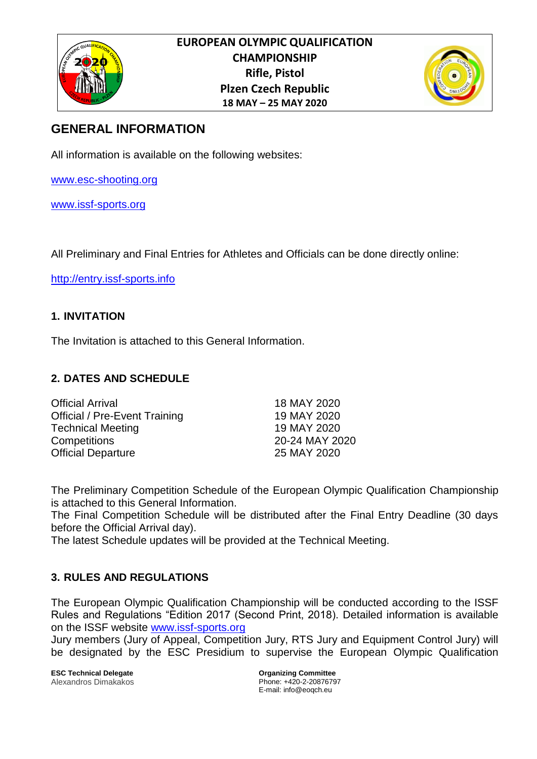**EUROPEAN OLYMPIC QUALIFICATION CHAMPIONSHIP**
**Rifle, Pistol**
**Plzen Czech Republic**
**18 MAY – 25 MAY 2020**

# GENERAL INFORMATION

All information is available on the following websites:

[www.esc-shooting.org](www.esc-shooting.org)

[www.issf-sports.org](www.issf-sports.org)

All Preliminary and Final Entries for Athletes and Officials can be done directly online:

[http://entry.issf-sports.info](http://entry.issf-sports.info)

## 1. INVITATION

The Invitation is attached to this General Information.

## 2. DATES AND SCHEDULE

| | |
|---|---|
| Official Arrival | 18 MAY 2020 |
| Official / Pre-Event Training | 19 MAY 2020 |
| Technical Meeting | 19 MAY 2020 |
| Competitions | 20-24 MAY 2020 |
| Official Departure | 25 MAY 2020 |

The Preliminary Competition Schedule of the European Olympic Qualification Championship is attached to this General Information.
The Final Competition Schedule will be distributed after the Final Entry Deadline (30 days before the Official Arrival day).
The latest Schedule updates will be provided at the Technical Meeting.

## 3. RULES AND REGULATIONS

The European Olympic Qualification Championship will be conducted according to the ISSF Rules and Regulations "Edition 2017 (Second Print, 2018). Detailed information is available on the ISSF website [www.issf-sports.org](www.issf-sports.org)
Jury members (Jury of Appeal, Competition Jury, RTS Jury and Equipment Control Jury) will be designated by the ESC Presidium to supervise the European Olympic Qualification

**ESC Technical Delegate**
Alexandros Dimakakos

**Organizing Committee**
Phone: +420-2-20876797
E-mail: info@eoqch.eu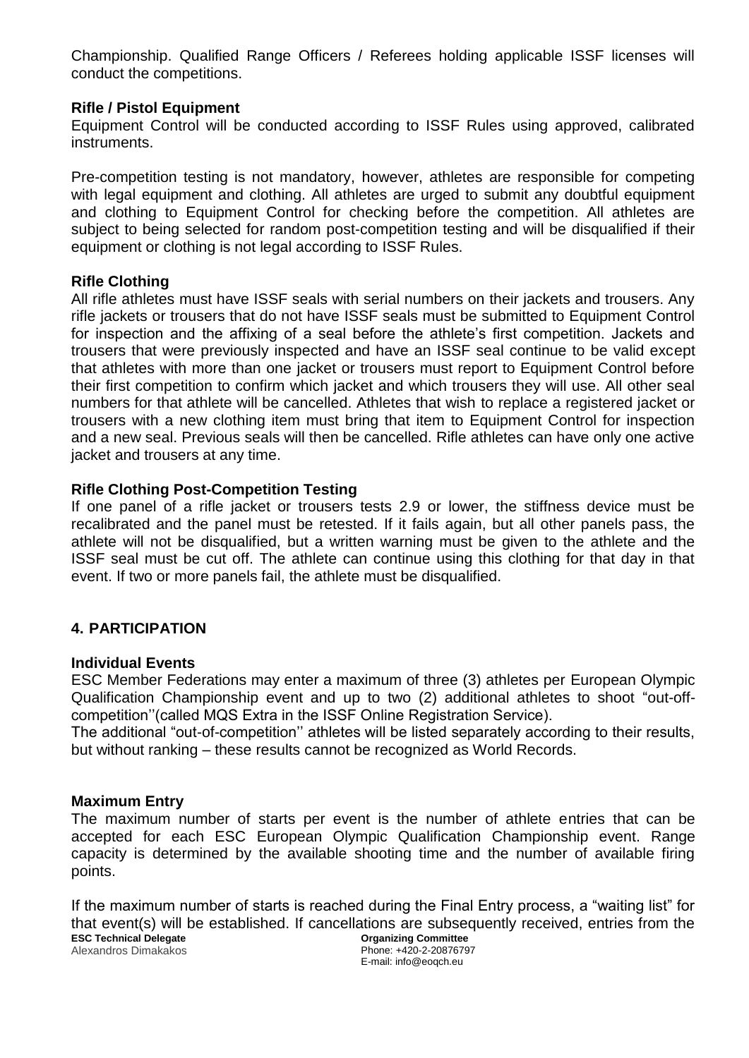Championship. Qualified Range Officers / Referees holding applicable ISSF licenses will conduct the competitions.

**Rifle / Pistol Equipment**

Equipment Control will be conducted according to ISSF Rules using approved, calibrated instruments.

Pre-competition testing is not mandatory, however, athletes are responsible for competing with legal equipment and clothing. All athletes are urged to submit any doubtful equipment and clothing to Equipment Control for checking before the competition. All athletes are subject to being selected for random post-competition testing and will be disqualified if their equipment or clothing is not legal according to ISSF Rules.

**Rifle Clothing**

All rifle athletes must have ISSF seals with serial numbers on their jackets and trousers. Any rifle jackets or trousers that do not have ISSF seals must be submitted to Equipment Control for inspection and the affixing of a seal before the athlete's first competition. Jackets and trousers that were previously inspected and have an ISSF seal continue to be valid except that athletes with more than one jacket or trousers must report to Equipment Control before their first competition to confirm which jacket and which trousers they will use. All other seal numbers for that athlete will be cancelled. Athletes that wish to replace a registered jacket or trousers with a new clothing item must bring that item to Equipment Control for inspection and a new seal. Previous seals will then be cancelled. Rifle athletes can have only one active jacket and trousers at any time.

**Rifle Clothing Post-Competition Testing**

If one panel of a rifle jacket or trousers tests 2.9 or lower, the stiffness device must be recalibrated and the panel must be retested. If it fails again, but all other panels pass, the athlete will not be disqualified, but a written warning must be given to the athlete and the ISSF seal must be cut off. The athlete can continue using this clothing for that day in that event. If two or more panels fail, the athlete must be disqualified.

## 4. PARTICIPATION

**Individual Events**

ESC Member Federations may enter a maximum of three (3) athletes per European Olympic Qualification Championship event and up to two (2) additional athletes to shoot "out-off-competition''(called MQS Extra in the ISSF Online Registration Service).

The additional "out-of-competition'' athletes will be listed separately according to their results, but without ranking – these results cannot be recognized as World Records.

**Maximum Entry**

The maximum number of starts per event is the number of athlete entries that can be accepted for each ESC European Olympic Qualification Championship event. Range capacity is determined by the available shooting time and the number of available firing points.

If the maximum number of starts is reached during the Final Entry process, a "waiting list" for that event(s) will be established. If cancellations are subsequently received, entries from the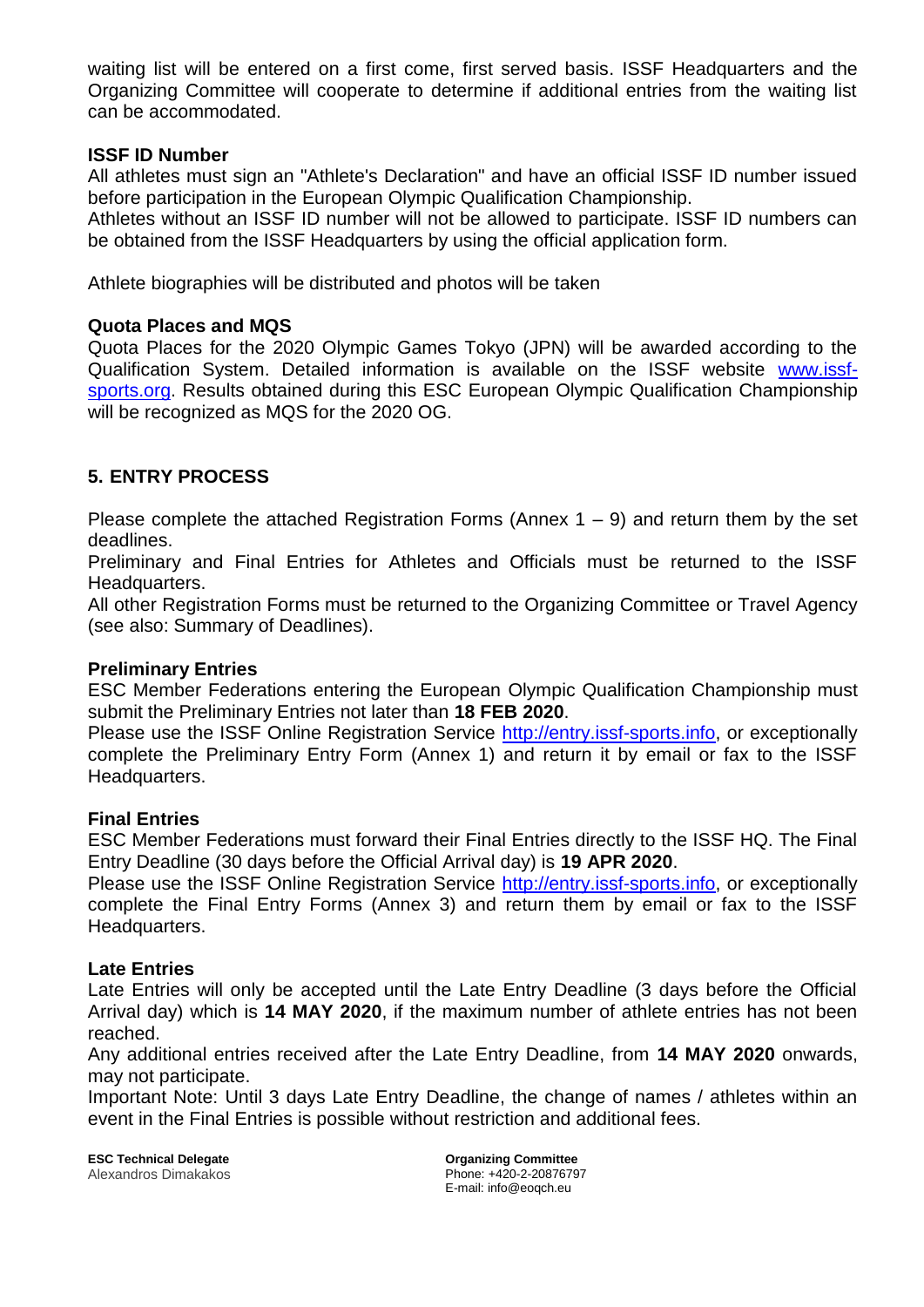waiting list will be entered on a first come, first served basis. ISSF Headquarters and the Organizing Committee will cooperate to determine if additional entries from the waiting list can be accommodated.

**ISSF ID Number**

All athletes must sign an "Athlete's Declaration" and have an official ISSF ID number issued before participation in the European Olympic Qualification Championship.

Athletes without an ISSF ID number will not be allowed to participate. ISSF ID numbers can be obtained from the ISSF Headquarters by using the official application form.

Athlete biographies will be distributed and photos will be taken

**Quota Places and MQS**

Quota Places for the 2020 Olympic Games Tokyo (JPN) will be awarded according to the Qualification System. Detailed information is available on the ISSF website [www.issf-sports.org](http://www.issf-sports.org). Results obtained during this ESC European Olympic Qualification Championship will be recognized as MQS for the 2020 OG.

## 5. ENTRY PROCESS

Please complete the attached Registration Forms (Annex 1 – 9) and return them by the set deadlines.

Preliminary and Final Entries for Athletes and Officials must be returned to the ISSF Headquarters.

All other Registration Forms must be returned to the Organizing Committee or Travel Agency (see also: Summary of Deadlines).

**Preliminary Entries**

ESC Member Federations entering the European Olympic Qualification Championship must submit the Preliminary Entries not later than **18 FEB 2020**.

Please use the ISSF Online Registration Service [http://entry.issf-sports.info](http://entry.issf-sports.info), or exceptionally complete the Preliminary Entry Form (Annex 1) and return it by email or fax to the ISSF Headquarters.

**Final Entries**

ESC Member Federations must forward their Final Entries directly to the ISSF HQ. The Final Entry Deadline (30 days before the Official Arrival day) is **19 APR 2020**.

Please use the ISSF Online Registration Service [http://entry.issf-sports.info](http://entry.issf-sports.info), or exceptionally complete the Final Entry Forms (Annex 3) and return them by email or fax to the ISSF Headquarters.

**Late Entries**

Late Entries will only be accepted until the Late Entry Deadline (3 days before the Official Arrival day) which is **14 MAY 2020**, if the maximum number of athlete entries has not been reached.

Any additional entries received after the Late Entry Deadline, from **14 MAY 2020** onwards, may not participate.

Important Note: Until 3 days Late Entry Deadline, the change of names / athletes within an event in the Final Entries is possible without restriction and additional fees.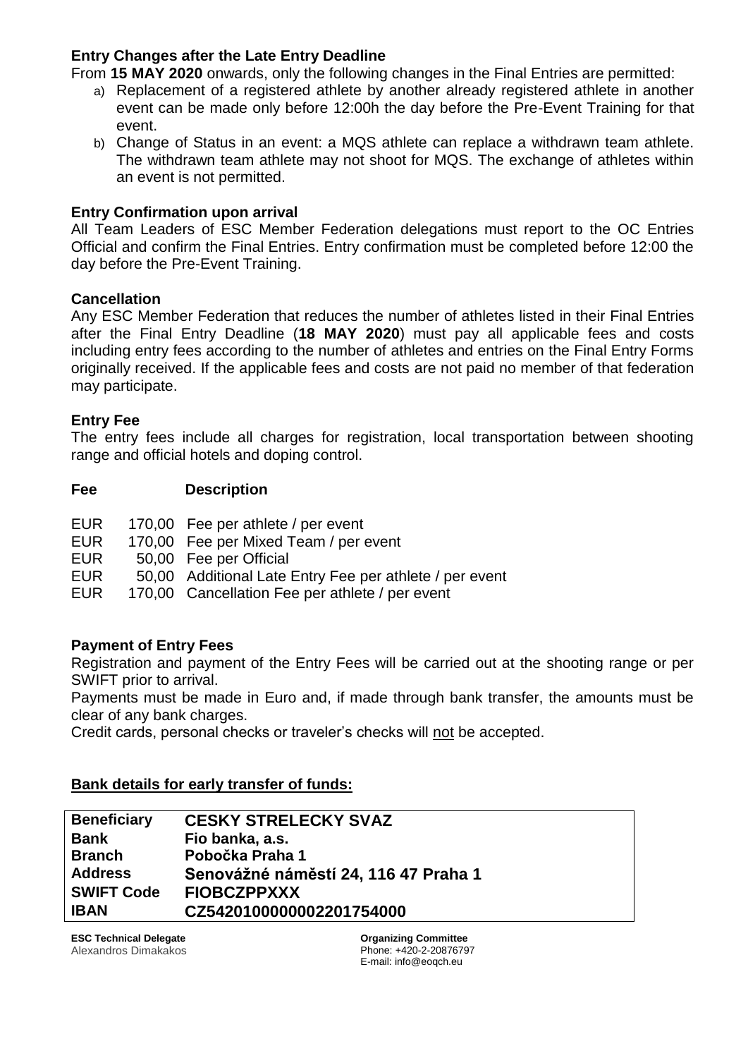### Entry Changes after the Late Entry Deadline

From **15 MAY 2020** onwards, only the following changes in the Final Entries are permitted:

a) Replacement of a registered athlete by another already registered athlete in another event can be made only before 12:00h the day before the Pre-Event Training for that event.

b) Change of Status in an event: a MQS athlete can replace a withdrawn team athlete. The withdrawn team athlete may not shoot for MQS. The exchange of athletes within an event is not permitted.

### Entry Confirmation upon arrival

All Team Leaders of ESC Member Federation delegations must report to the OC Entries Official and confirm the Final Entries. Entry confirmation must be completed before 12:00 the day before the Pre-Event Training.

### Cancellation

Any ESC Member Federation that reduces the number of athletes listed in their Final Entries after the Final Entry Deadline (**18 MAY 2020**) must pay all applicable fees and costs including entry fees according to the number of athletes and entries on the Final Entry Forms originally received. If the applicable fees and costs are not paid no member of that federation may participate.

### Entry Fee

The entry fees include all charges for registration, local transportation between shooting range and official hotels and doping control.

| **Fee** | | **Description** |
|---|---|---|
| EUR | 170,00 | Fee per athlete / per event |
| EUR | 170,00 | Fee per Mixed Team / per event |
| EUR | 50,00 | Fee per Official |
| EUR | 50,00 | Additional Late Entry Fee per athlete / per event |
| EUR | 170,00 | Cancellation Fee per athlete / per event |

### Payment of Entry Fees

Registration and payment of the Entry Fees will be carried out at the shooting range or per SWIFT prior to arrival.

Payments must be made in Euro and, if made through bank transfer, the amounts must be clear of any bank charges.

Credit cards, personal checks or traveler's checks will not be accepted.

### Bank details for early transfer of funds:

| | |
|---|---|
| **Beneficiary** | **CESKY STRELECKY SVAZ** |
| **Bank** | **Fio banka, a.s.** |
| **Branch** | **Pobočka Praha 1** |
| **Address** | **Senovážné náměstí 24, 116 47 Praha 1** |
| **SWIFT Code** | **FIOBCZPPXXX** |
| **IBAN** | **CZ5420100000002201754000** |

**ESC Technical Delegate**
Alexandros Dimakakos

**Organizing Committee**
Phone: +420-2-20876797
E-mail: info@eoqch.eu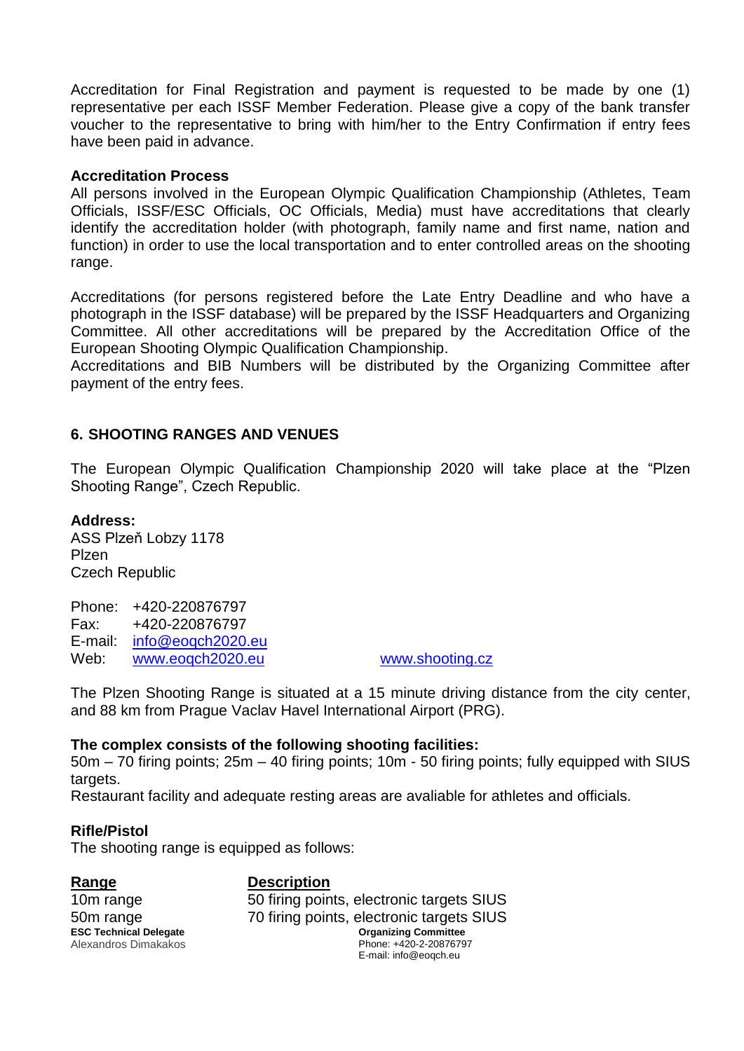Accreditation for Final Registration and payment is requested to be made by one (1) representative per each ISSF Member Federation. Please give a copy of the bank transfer voucher to the representative to bring with him/her to the Entry Confirmation if entry fees have been paid in advance.

**Accreditation Process**
All persons involved in the European Olympic Qualification Championship (Athletes, Team Officials, ISSF/ESC Officials, OC Officials, Media) must have accreditations that clearly identify the accreditation holder (with photograph, family name and first name, nation and function) in order to use the local transportation and to enter controlled areas on the shooting range.

Accreditations (for persons registered before the Late Entry Deadline and who have a photograph in the ISSF database) will be prepared by the ISSF Headquarters and Organizing Committee. All other accreditations will be prepared by the Accreditation Office of the European Shooting Olympic Qualification Championship.
Accreditations and BIB Numbers will be distributed by the Organizing Committee after payment of the entry fees.

## 6. SHOOTING RANGES AND VENUES

The European Olympic Qualification Championship 2020 will take place at the “Plzen Shooting Range”, Czech Republic.

**Address:**
ASS Plzeň Lobzy 1178
Plzen
Czech Republic

Phone: +420-220876797
Fax: +420-220876797
E-mail: info@eoqch2020.eu
Web: www.eoqch2020.eu www.shooting.cz

The Plzen Shooting Range is situated at a 15 minute driving distance from the city center, and 88 km from Prague Vaclav Havel International Airport (PRG).

**The complex consists of the following shooting facilities:**
50m – 70 firing points; 25m – 40 firing points; 10m - 50 firing points; fully equipped with SIUS targets.
Restaurant facility and adequate resting areas are avaliable for athletes and officials.

**Rifle/Pistol**
The shooting range is equipped as follows:

| Range | Description |
|---|---|
| 10m range | 50 firing points, electronic targets SIUS |
| 50m range | 70 firing points, electronic targets SIUS |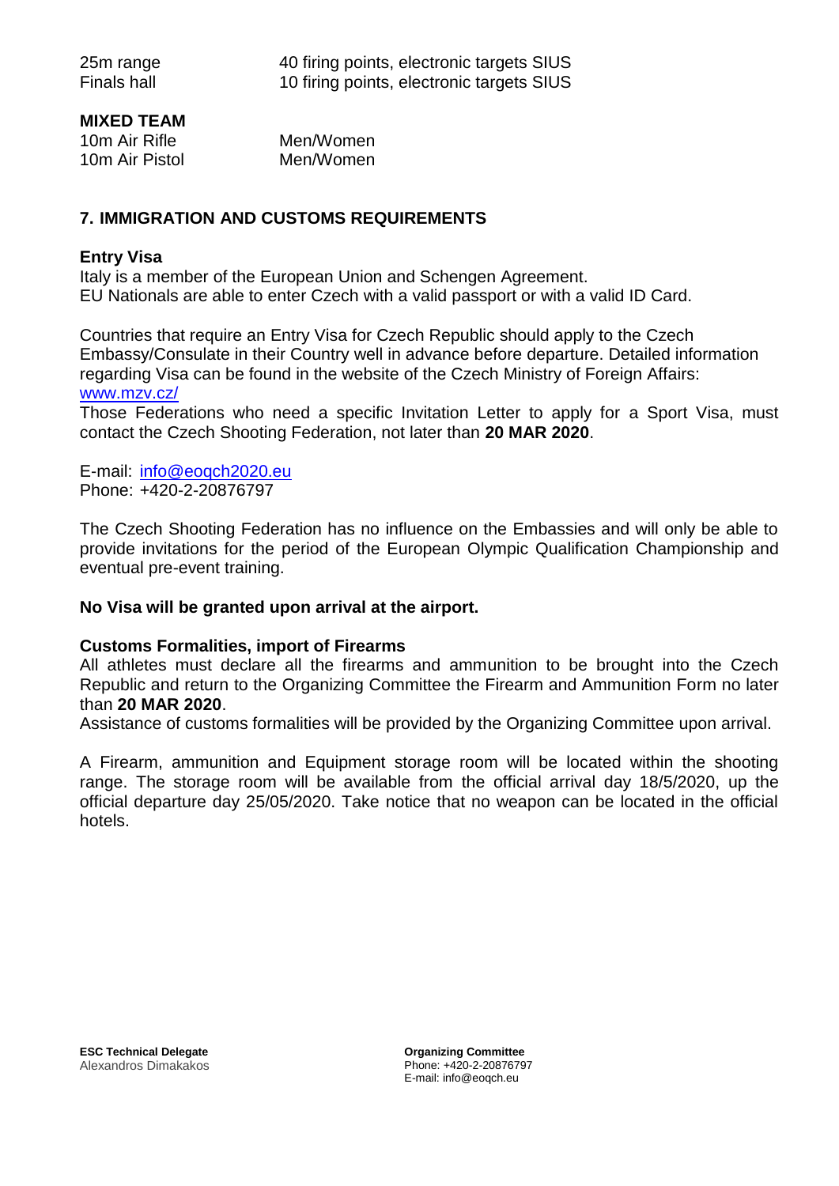| | |
|---|---|
| 25m range | 40 firing points, electronic targets SIUS |
| Finals hall | 10 firing points, electronic targets SIUS |

**MIXED TEAM**

| | |
|---|---|
| 10m Air Rifle | Men/Women |
| 10m Air Pistol | Men/Women |

## 7. IMMIGRATION AND CUSTOMS REQUIREMENTS

**Entry Visa**

Italy is a member of the European Union and Schengen Agreement.
EU Nationals are able to enter Czech with a valid passport or with a valid ID Card.

Countries that require an Entry Visa for Czech Republic should apply to the Czech Embassy/Consulate in their Country well in advance before departure. Detailed information regarding Visa can be found in the website of the Czech Ministry of Foreign Affairs: [www.mzv.cz/](www.mzv.cz/)

Those Federations who need a specific Invitation Letter to apply for a Sport Visa, must contact the Czech Shooting Federation, not later than **20 MAR 2020**.

E-mail: [info@eoqch2020.eu](mailto:info@eoqch2020.eu)
Phone: +420-2-20876797

The Czech Shooting Federation has no influence on the Embassies and will only be able to provide invitations for the period of the European Olympic Qualification Championship and eventual pre-event training.

**No Visa will be granted upon arrival at the airport.**

**Customs Formalities, import of Firearms**

All athletes must declare all the firearms and ammunition to be brought into the Czech Republic and return to the Organizing Committee the Firearm and Ammunition Form no later than **20 MAR 2020**.

Assistance of customs formalities will be provided by the Organizing Committee upon arrival.

A Firearm, ammunition and Equipment storage room will be located within the shooting range. The storage room will be available from the official arrival day 18/5/2020, up the official departure day 25/05/2020. Take notice that no weapon can be located in the official hotels.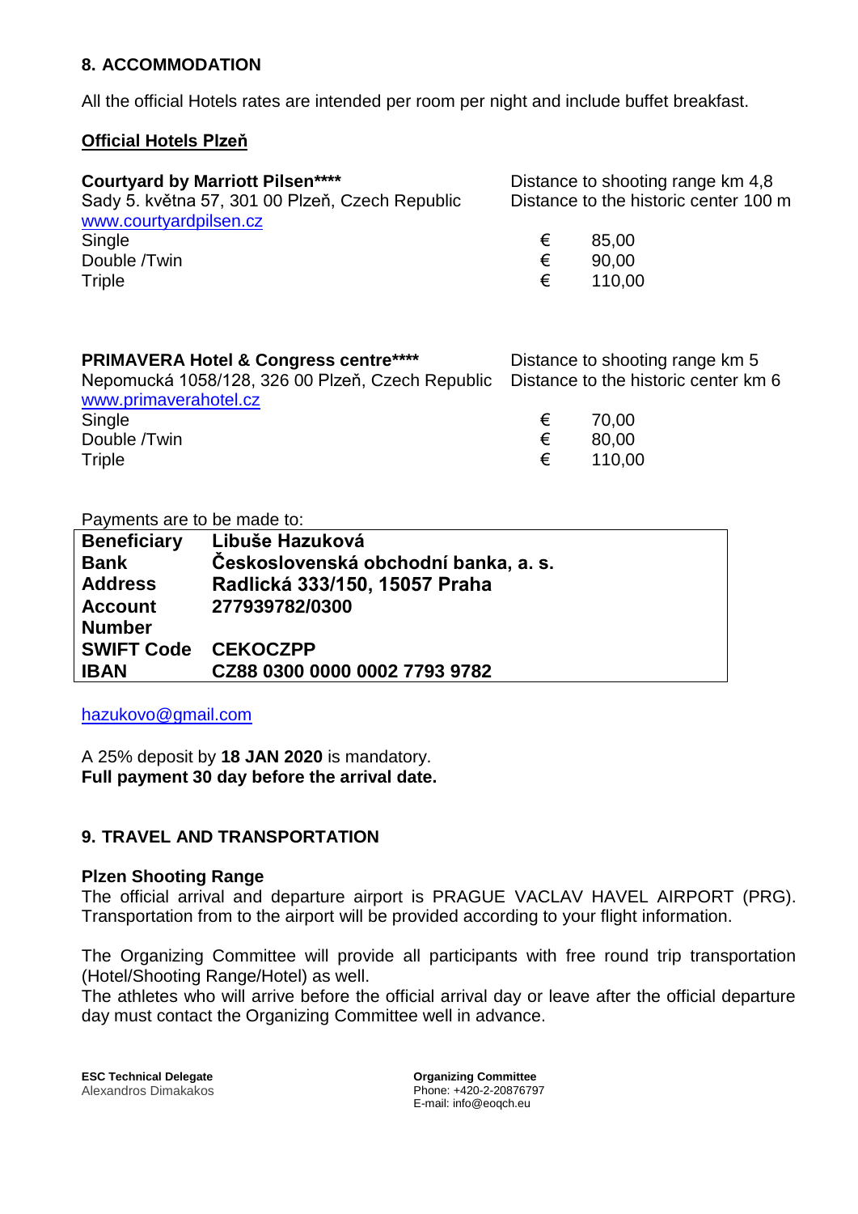## 8. ACCOMMODATION

All the official Hotels rates are intended per room per night and include buffet breakfast.

**Official Hotels Plzeň**

**Courtyard by Marriott Pilsen\*\*\*\***
Sady 5. května 57, 301 00 Plzeň, Czech Republic
www.courtyardpilsen.cz

Distance to shooting range km 4,8
Distance to the historic center 100 m

| | | |
|---|---|---|
| Single | € | 85,00 |
| Double /Twin | € | 90,00 |
| Triple | € | 110,00 |

**PRIMAVERA Hotel & Congress centre\*\*\*\***
Nepomucká 1058/128, 326 00 Plzeň, Czech Republic
www.primaverahotel.cz

Distance to shooting range km 5
Distance to the historic center km 6

| | | |
|---|---|---|
| Single | € | 70,00 |
| Double /Twin | € | 80,00 |
| Triple | € | 110,00 |

Payments are to be made to:

| | |
|---|---|
| **Beneficiary** | **Libuše Hazuková** |
| **Bank** | **Československá obchodní banka, a. s.** |
| **Address** | **Radlická 333/150, 15057 Praha** |
| **Account Number** | **277939782/0300** |
| **SWIFT Code** | **CEKOCZPP** |
| **IBAN** | **CZ88 0300 0000 0002 7793 9782** |

hazukovo@gmail.com

A 25% deposit by **18 JAN 2020** is mandatory.
**Full payment 30 day before the arrival date.**

## 9. TRAVEL AND TRANSPORTATION

**Plzen Shooting Range**
The official arrival and departure airport is PRAGUE VACLAV HAVEL AIRPORT (PRG). Transportation from to the airport will be provided according to your flight information.

The Organizing Committee will provide all participants with free round trip transportation (Hotel/Shooting Range/Hotel) as well.
The athletes who will arrive before the official arrival day or leave after the official departure day must contact the Organizing Committee well in advance.

**ESC Technical Delegate**
Alexandros Dimakakos

**Organizing Committee**
Phone: +420-2-20876797
E-mail: info@eoqch.eu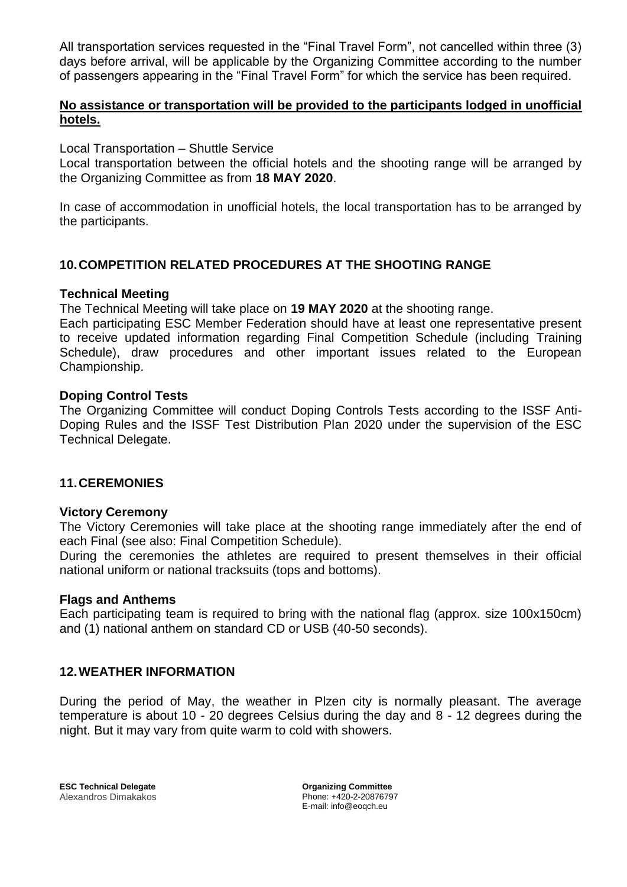All transportation services requested in the "Final Travel Form", not cancelled within three (3) days before arrival, will be applicable by the Organizing Committee according to the number of passengers appearing in the "Final Travel Form" for which the service has been required.

**No assistance or transportation will be provided to the participants lodged in unofficial hotels.**

Local Transportation – Shuttle Service

Local transportation between the official hotels and the shooting range will be arranged by the Organizing Committee as from **18 MAY 2020**.

In case of accommodation in unofficial hotels, the local transportation has to be arranged by the participants.

## 10. COMPETITION RELATED PROCEDURES AT THE SHOOTING RANGE

### Technical Meeting

The Technical Meeting will take place on **19 MAY 2020** at the shooting range.

Each participating ESC Member Federation should have at least one representative present to receive updated information regarding Final Competition Schedule (including Training Schedule), draw procedures and other important issues related to the European Championship.

### Doping Control Tests

The Organizing Committee will conduct Doping Controls Tests according to the ISSF Anti-Doping Rules and the ISSF Test Distribution Plan 2020 under the supervision of the ESC Technical Delegate.

## 11. CEREMONIES

### Victory Ceremony

The Victory Ceremonies will take place at the shooting range immediately after the end of each Final (see also: Final Competition Schedule).

During the ceremonies the athletes are required to present themselves in their official national uniform or national tracksuits (tops and bottoms).

### Flags and Anthems

Each participating team is required to bring with the national flag (approx. size 100x150cm) and (1) national anthem on standard CD or USB (40-50 seconds).

## 12. WEATHER INFORMATION

During the period of May, the weather in Plzen city is normally pleasant. The average temperature is about 10 - 20 degrees Celsius during the day and 8 - 12 degrees during the night. But it may vary from quite warm to cold with showers.

**ESC Technical Delegate**
Alexandros Dimakakos

**Organizing Committee**
Phone: +420-2-20876797
E-mail: info@eoqch.eu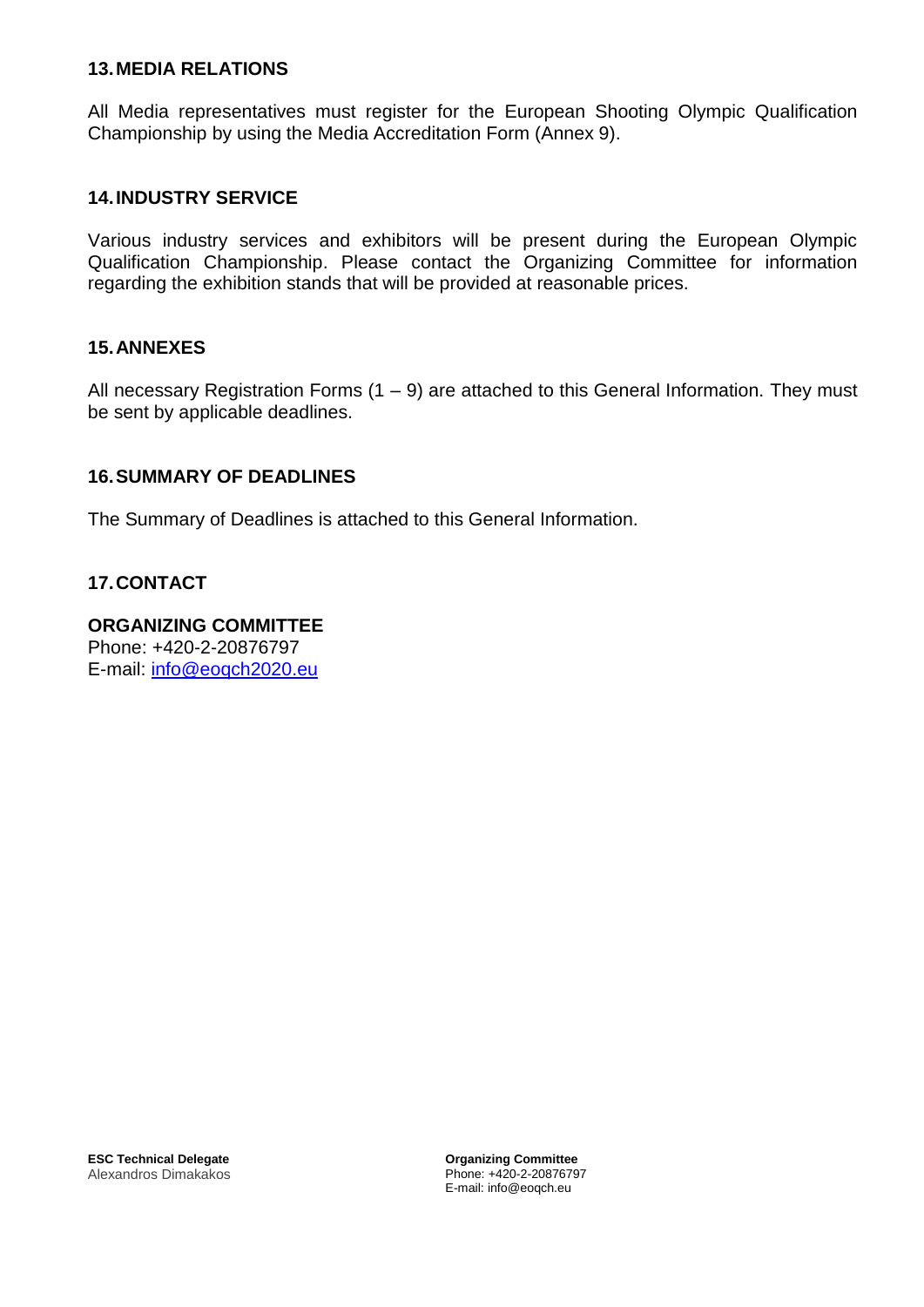## 13. MEDIA RELATIONS

All Media representatives must register for the European Shooting Olympic Qualification Championship by using the Media Accreditation Form (Annex 9).

## 14. INDUSTRY SERVICE

Various industry services and exhibitors will be present during the European Olympic Qualification Championship. Please contact the Organizing Committee for information regarding the exhibition stands that will be provided at reasonable prices.

## 15. ANNEXES

All necessary Registration Forms (1 – 9) are attached to this General Information. They must be sent by applicable deadlines.

## 16. SUMMARY OF DEADLINES

The Summary of Deadlines is attached to this General Information.

## 17. CONTACT

**ORGANIZING COMMITTEE**
Phone: +420-2-20876797
E-mail: info@eoqch2020.eu